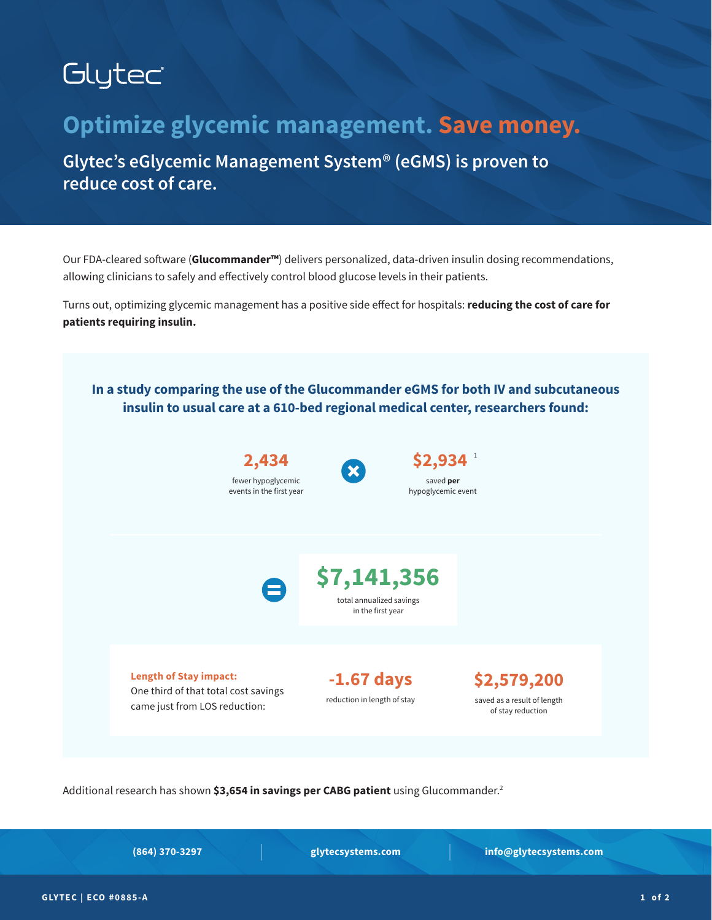Glytec

# Optimize glycemic management. Save money.

## Glytec's eGlycemic Management System® (eGMS) is proven to reduce cost of care.

Our FDA-cleared software (**Glucommander™**) delivers personalized, data-driven insulin dosing recommendations, allowing clinicians to safely and effectively control blood glucose levels in their patients.

Turns out, optimizing glycemic management has a positive side effect for hospitals: **reducing the cost of care for patients requiring insulin.**

### In a study comparing the use of the Glucommander eGMS for both IV and subcutaneous insulin to usual care at a 610-bed regional medical center, researchers found:

**2,434** fewer hypoglycemic events in the first year

×

**$2,934**[1] saved **per** hypoglycemic event

=

**$7,141,356** total annualized savings in the first year

**Length of Stay impact:** One third of that total cost savings came just from LOS reduction:

**-1.67 days** reduction in length of stay

**$2,579,200** saved as a result of length of stay reduction

Additional research has shown **$3,654 in savings per CABG patient** using Glucommander.[2]

(864) 370-3297 | glytecsystems.com | info@glytecsystems.com

GLYTEC | ECO #0885-A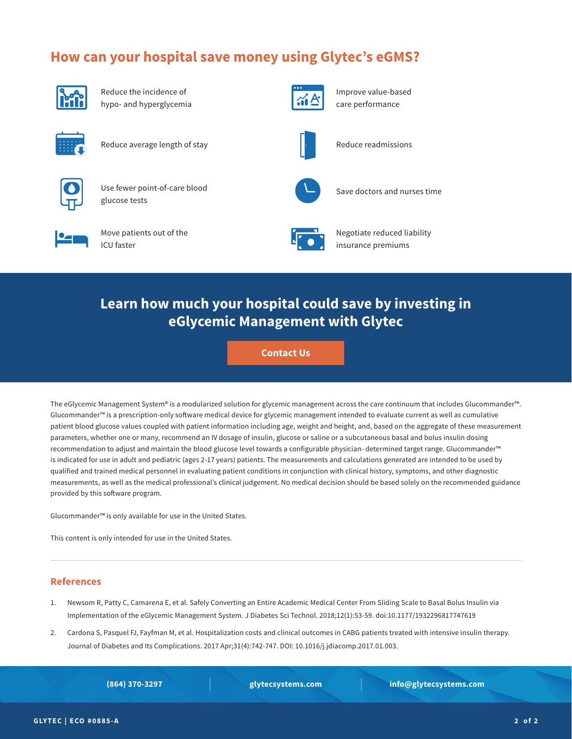## How can your hospital save money using Glytec's eGMS?

- Reduce the incidence of hypo- and hyperglycemia
- Improve value-based care performance
- Reduce average length of stay
- Reduce readmissions
- Use fewer point-of-care blood glucose tests
- Save doctors and nurses time
- Move patients out of the ICU faster
- Negotiate reduced liability insurance premiums

## Learn how much your hospital could save by investing in eGlycemic Management with Glytec

**Contact Us**

The eGlycemic Management System® is a modularized solution for glycemic management across the care continuum that includes Glucommander™. Glucommander™ is a prescription-only software medical device for glycemic management intended to evaluate current as well as cumulative patient blood glucose values coupled with patient information including age, weight and height, and, based on the aggregate of these measurement parameters, whether one or many, recommend an IV dosage of insulin, glucose or saline or a subcutaneous basal and bolus insulin dosing recommendation to adjust and maintain the blood glucose level towards a configurable physician- determined target range. Glucommander™ is indicated for use in adult and pediatric (ages 2-17 years) patients. The measurements and calculations generated are intended to be used by qualified and trained medical personnel in evaluating patient conditions in conjunction with clinical history, symptoms, and other diagnostic measurements, as well as the medical professional's clinical judgement. No medical decision should be based solely on the recommended guidance provided by this software program.

Glucommander™ is only available for use in the United States.

This content is only intended for use in the United States.

---

### References

1. Newsom R, Patty C, Camarena E, et al. Safely Converting an Entire Academic Medical Center From Sliding Scale to Basal Bolus Insulin via Implementation of the eGlycemic Management System. J Diabetes Sci Technol. 2018;12(1):53-59. doi:10.1177/1932296817747619
2. Cardona S, Pasquel FJ, Fayfman M, et al. Hospitalization costs and clinical outcomes in CABG patients treated with intensive insulin therapy. Journal of Diabetes and Its Complications. 2017 Apr;31(4):742-747. DOI: 10.1016/j.jdiacomp.2017.01.003.

**(864) 370-3297** | **glytecsystems.com** | **info@glytecsystems.com**

GLYTEC | ECO #0885-A